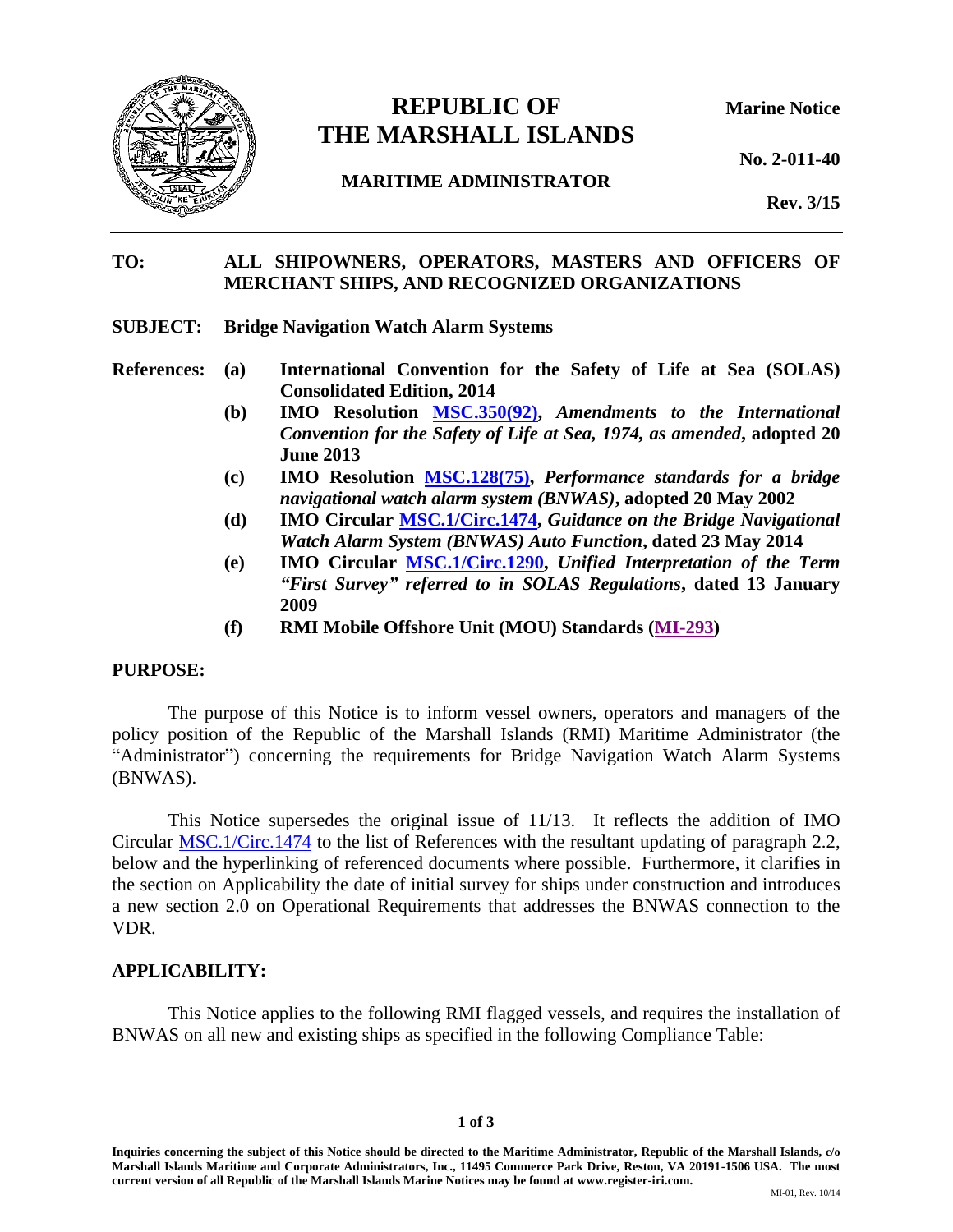# REPUBLIC OF THE MARSHALL ISLANDS

**MARITIME ADMINISTRATOR**

**Marine Notice**

**No. 2-011-40**

**Rev. 3/15**

---

**TO:** **ALL SHIPOWNERS, OPERATORS, MASTERS AND OFFICERS OF MERCHANT SHIPS, AND RECOGNIZED ORGANIZATIONS**

**SUBJECT:** **Bridge Navigation Watch Alarm Systems**

**References:**

- **(a)** **International Convention for the Safety of Life at Sea (SOLAS) Consolidated Edition, 2014**
- **(b)** **IMO Resolution MSC.350(92), *Amendments to the International Convention for the Safety of Life at Sea, 1974, as amended*, adopted 20 June 2013**
- **(c)** **IMO Resolution MSC.128(75), *Performance standards for a bridge navigational watch alarm system (BNWAS)*, adopted 20 May 2002**
- **(d)** **IMO Circular MSC.1/Circ.1474, *Guidance on the Bridge Navigational Watch Alarm System (BNWAS) Auto Function*, dated 23 May 2014**
- **(e)** **IMO Circular MSC.1/Circ.1290, *Unified Interpretation of the Term "First Survey" referred to in SOLAS Regulations*, dated 13 January 2009**
- **(f)** **RMI Mobile Offshore Unit (MOU) Standards (MI-293)**

## PURPOSE:

The purpose of this Notice is to inform vessel owners, operators and managers of the policy position of the Republic of the Marshall Islands (RMI) Maritime Administrator (the "Administrator") concerning the requirements for Bridge Navigation Watch Alarm Systems (BNWAS).

This Notice supersedes the original issue of 11/13. It reflects the addition of IMO Circular MSC.1/Circ.1474 to the list of References with the resultant updating of paragraph 2.2, below and the hyperlinking of referenced documents where possible. Furthermore, it clarifies in the section on Applicability the date of initial survey for ships under construction and introduces a new section 2.0 on Operational Requirements that addresses the BNWAS connection to the VDR.

## APPLICABILITY:

This Notice applies to the following RMI flagged vessels, and requires the installation of BNWAS on all new and existing ships as specified in the following Compliance Table:

**Inquiries concerning the subject of this Notice should be directed to the Maritime Administrator, Republic of the Marshall Islands, c/o Marshall Islands Maritime and Corporate Administrators, Inc., 11495 Commerce Park Drive, Reston, VA 20191-1506 USA. The most current version of all Republic of the Marshall Islands Marine Notices may be found at www.register-iri.com.**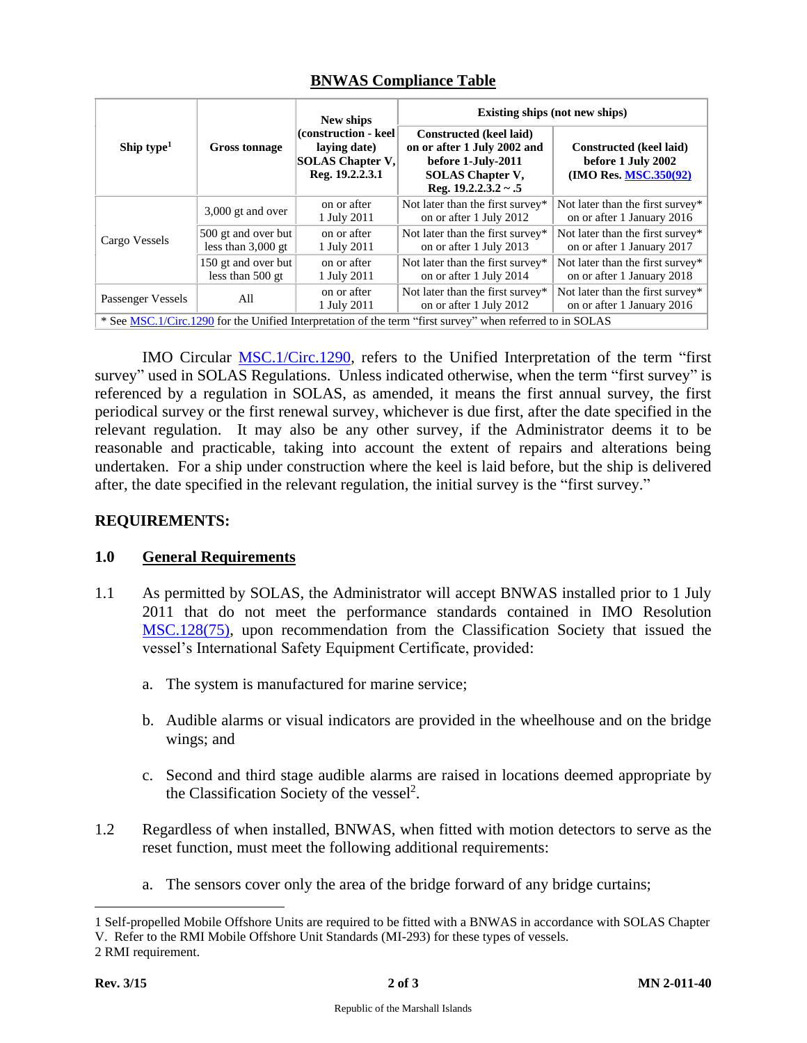## BNWAS Compliance Table

| Ship type[1] | Gross tonnage | New ships (construction - keel laying date) SOLAS Chapter V, Reg. 19.2.2.3.1 | Existing ships (not new ships) | |
|---|---|---|---|---|
| | | | Constructed (keel laid) on or after 1 July 2002 and before 1-July-2011 SOLAS Chapter V, Reg. 19.2.2.3.2 ~ .5 | Constructed (keel laid) before 1 July 2002 (IMO Res. MSC.350(92)) |
| Cargo Vessels | 3,000 gt and over | on or after 1 July 2011 | Not later than the first survey* on or after 1 July 2012 | Not later than the first survey* on or after 1 January 2016 |
| | 500 gt and over but less than 3,000 gt | on or after 1 July 2011 | Not later than the first survey* on or after 1 July 2013 | Not later than the first survey* on or after 1 January 2017 |
| | 150 gt and over but less than 500 gt | on or after 1 July 2011 | Not later than the first survey* on or after 1 July 2014 | Not later than the first survey* on or after 1 January 2018 |
| Passenger Vessels | All | on or after 1 July 2011 | Not later than the first survey* on or after 1 July 2012 | Not later than the first survey* on or after 1 January 2016 |

* See MSC.1/Circ.1290 for the Unified Interpretation of the term "first survey" when referred to in SOLAS

IMO Circular MSC.1/Circ.1290, refers to the Unified Interpretation of the term "first survey" used in SOLAS Regulations. Unless indicated otherwise, when the term "first survey" is referenced by a regulation in SOLAS, as amended, it means the first annual survey, the first periodical survey or the first renewal survey, whichever is due first, after the date specified in the relevant regulation. It may also be any other survey, if the Administrator deems it to be reasonable and practicable, taking into account the extent of repairs and alterations being undertaken. For a ship under construction where the keel is laid before, but the ship is delivered after, the date specified in the relevant regulation, the initial survey is the "first survey."

## REQUIREMENTS:

### 1.0 General Requirements

1.1 As permitted by SOLAS, the Administrator will accept BNWAS installed prior to 1 July 2011 that do not meet the performance standards contained in IMO Resolution MSC.128(75), upon recommendation from the Classification Society that issued the vessel's International Safety Equipment Certificate, provided:

a. The system is manufactured for marine service;

b. Audible alarms or visual indicators are provided in the wheelhouse and on the bridge wings; and

c. Second and third stage audible alarms are raised in locations deemed appropriate by the Classification Society of the vessel[2].

1.2 Regardless of when installed, BNWAS, when fitted with motion detectors to serve as the reset function, must meet the following additional requirements:

a. The sensors cover only the area of the bridge forward of any bridge curtains;

---

1 Self-propelled Mobile Offshore Units are required to be fitted with a BNWAS in accordance with SOLAS Chapter V. Refer to the RMI Mobile Offshore Unit Standards (MI-293) for these types of vessels.

2 RMI requirement.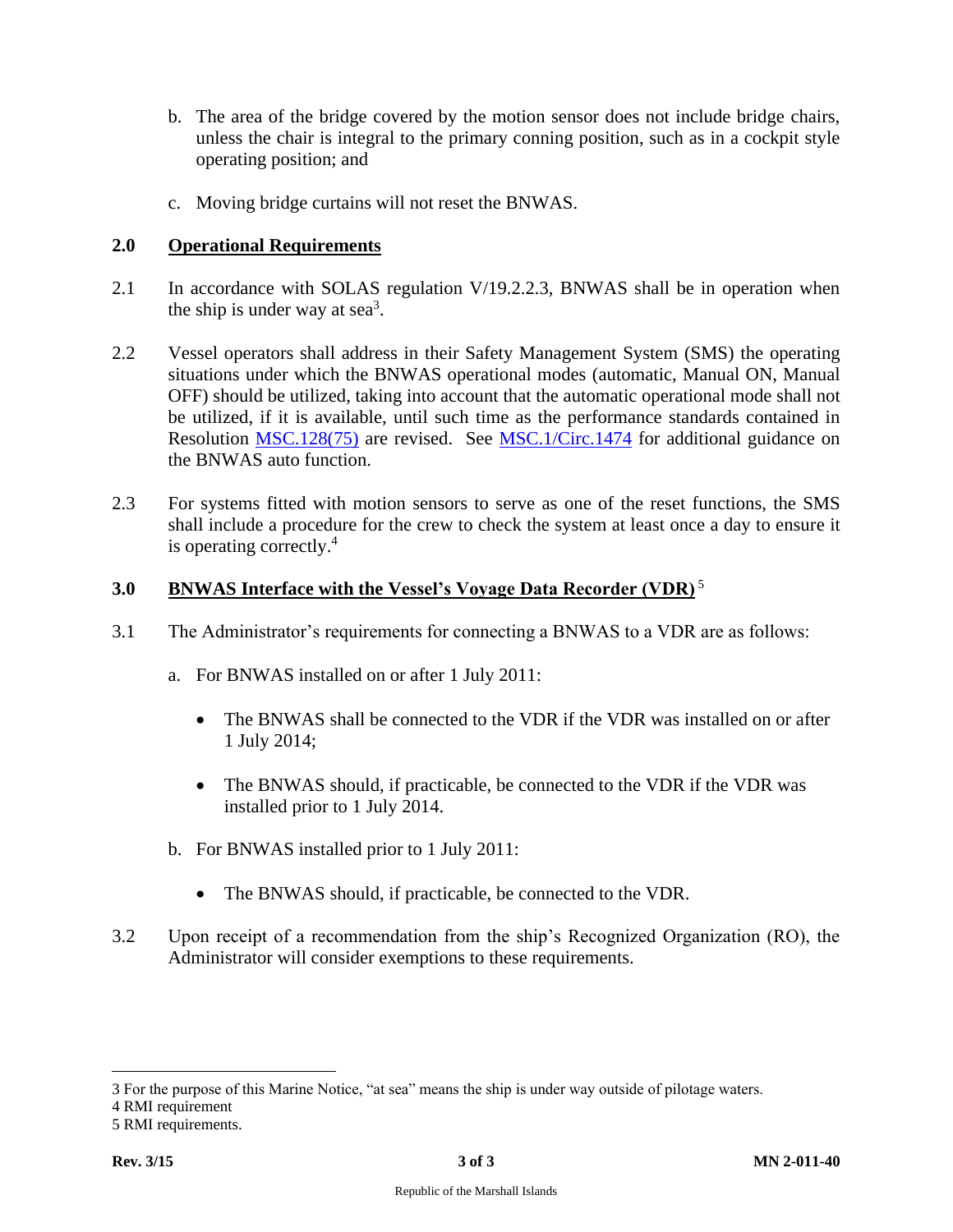b. The area of the bridge covered by the motion sensor does not include bridge chairs, unless the chair is integral to the primary conning position, such as in a cockpit style operating position; and

c. Moving bridge curtains will not reset the BNWAS.

## 2.0 Operational Requirements

2.1 In accordance with SOLAS regulation V/19.2.2.3, BNWAS shall be in operation when the ship is under way at sea[3].

2.2 Vessel operators shall address in their Safety Management System (SMS) the operating situations under which the BNWAS operational modes (automatic, Manual ON, Manual OFF) should be utilized, taking into account that the automatic operational mode shall not be utilized, if it is available, until such time as the performance standards contained in Resolution MSC.128(75) are revised. See MSC.1/Circ.1474 for additional guidance on the BNWAS auto function.

2.3 For systems fitted with motion sensors to serve as one of the reset functions, the SMS shall include a procedure for the crew to check the system at least once a day to ensure it is operating correctly.[4]

## 3.0 BNWAS Interface with the Vessel's Voyage Data Recorder (VDR)[5]

3.1 The Administrator's requirements for connecting a BNWAS to a VDR are as follows:

a. For BNWAS installed on or after 1 July 2011:

- The BNWAS shall be connected to the VDR if the VDR was installed on or after 1 July 2014;
- The BNWAS should, if practicable, be connected to the VDR if the VDR was installed prior to 1 July 2014.

b. For BNWAS installed prior to 1 July 2011:

- The BNWAS should, if practicable, be connected to the VDR.

3.2 Upon receipt of a recommendation from the ship's Recognized Organization (RO), the Administrator will consider exemptions to these requirements.

---

3 For the purpose of this Marine Notice, "at sea" means the ship is under way outside of pilotage waters.

4 RMI requirement

5 RMI requirements.